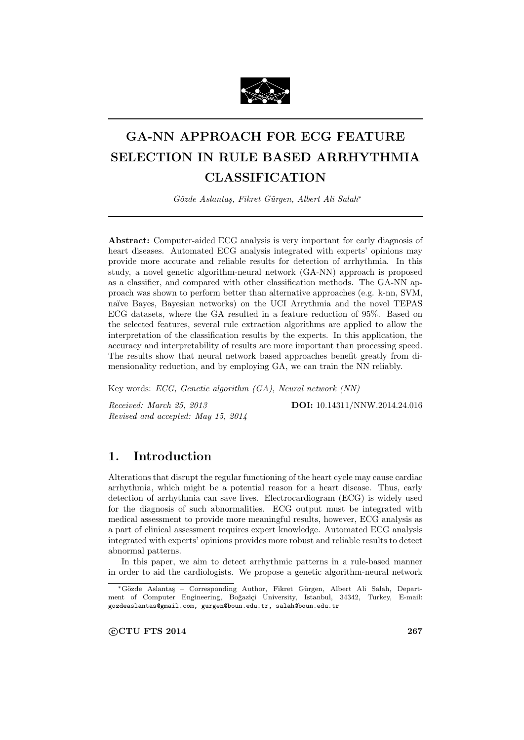# GA-NN APPROACH FOR ECG FEATURE SELECTION IN RULE BASED ARRHYTHMIA CLASSIFICATION

*Gözde Aslantaş, Fikret Gürgen, Albert Ali Salah*[*]

**Abstract:** Computer-aided ECG analysis is very important for early diagnosis of heart diseases. Automated ECG analysis integrated with experts' opinions may provide more accurate and reliable results for detection of arrhythmia. In this study, a novel genetic algorithm-neural network (GA-NN) approach is proposed as a classifier, and compared with other classification methods. The GA-NN approach was shown to perform better than alternative approaches (e.g. k-nn, SVM, naïve Bayes, Bayesian networks) on the UCI Arrythmia and the novel TEPAS ECG datasets, where the GA resulted in a feature reduction of 95%. Based on the selected features, several rule extraction algorithms are applied to allow the interpretation of the classification results by the experts. In this application, the accuracy and interpretability of results are more important than processing speed. The results show that neural network based approaches benefit greatly from dimensionality reduction, and by employing GA, we can train the NN reliably.

Key words: *ECG, Genetic algorithm (GA), Neural network (NN)*

*Received: March 25, 2013*
*Revised and accepted: May 15, 2014*

**DOI:** 10.14311/NNW.2014.24.016

## 1. Introduction

Alterations that disrupt the regular functioning of the heart cycle may cause cardiac arrhythmia, which might be a potential reason for a heart disease. Thus, early detection of arrhythmia can save lives. Electrocardiogram (ECG) is widely used for the diagnosis of such abnormalities. ECG output must be integrated with medical assessment to provide more meaningful results, however, ECG analysis as a part of clinical assessment requires expert knowledge. Automated ECG analysis integrated with experts' opinions provides more robust and reliable results to detect abnormal patterns.

In this paper, we aim to detect arrhythmic patterns in a rule-based manner in order to aid the cardiologists. We propose a genetic algorithm-neural network

[*]Gözde Aslantaş – Corresponding Author, Fikret Gürgen, Albert Ali Salah, Department of Computer Engineering, Boğaziçi University, Istanbul, 34342, Turkey, E-mail: gozdeaslantas@gmail.com, gurgen@boun.edu.tr, salah@boun.edu.tr

©CTU FTS 2014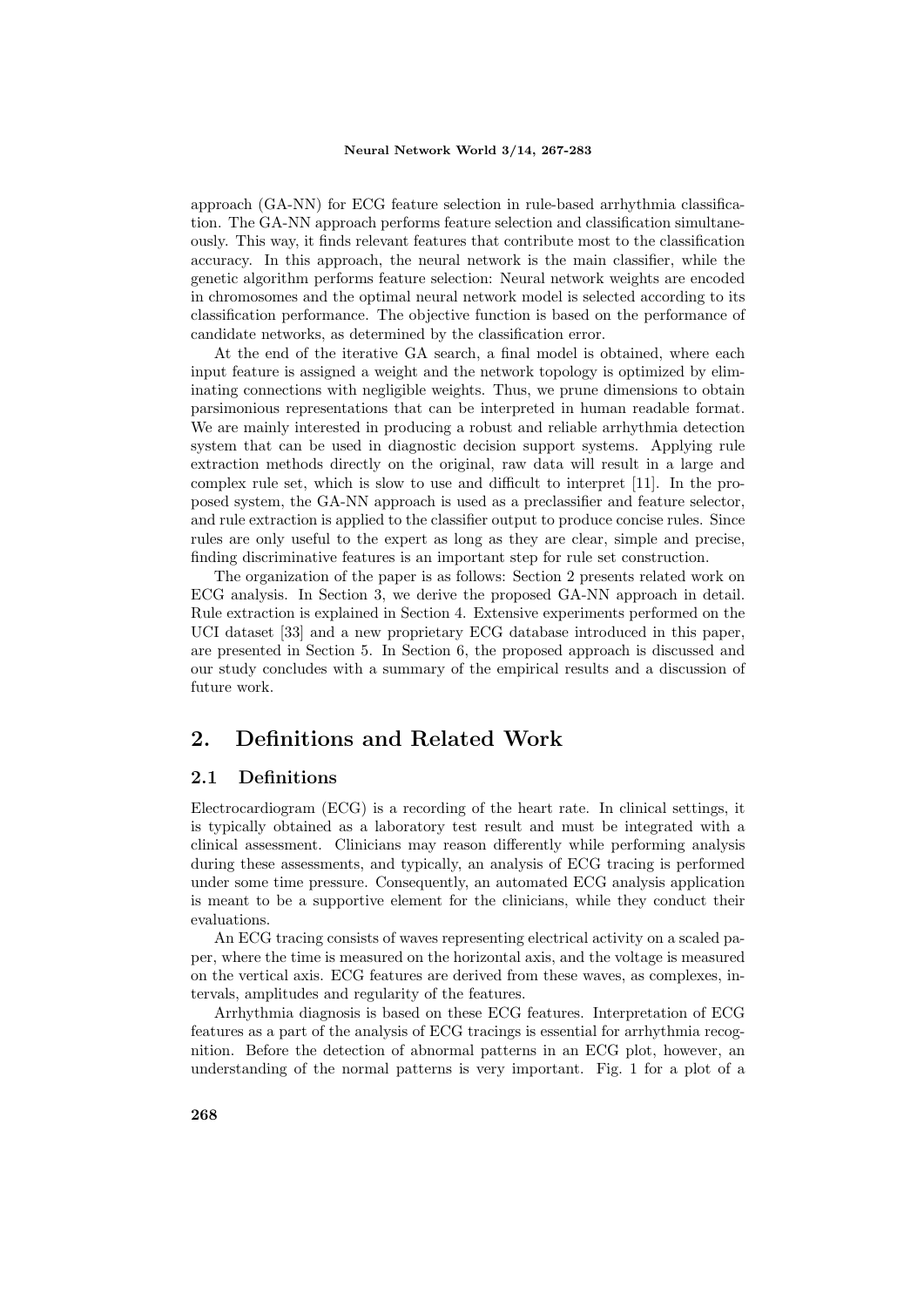approach (GA-NN) for ECG feature selection in rule-based arrhythmia classification. The GA-NN approach performs feature selection and classification simultaneously. This way, it finds relevant features that contribute most to the classification accuracy. In this approach, the neural network is the main classifier, while the genetic algorithm performs feature selection: Neural network weights are encoded in chromosomes and the optimal neural network model is selected according to its classification performance. The objective function is based on the performance of candidate networks, as determined by the classification error.

At the end of the iterative GA search, a final model is obtained, where each input feature is assigned a weight and the network topology is optimized by eliminating connections with negligible weights. Thus, we prune dimensions to obtain parsimonious representations that can be interpreted in human readable format. We are mainly interested in producing a robust and reliable arrhythmia detection system that can be used in diagnostic decision support systems. Applying rule extraction methods directly on the original, raw data will result in a large and complex rule set, which is slow to use and difficult to interpret [11]. In the proposed system, the GA-NN approach is used as a preclassifier and feature selector, and rule extraction is applied to the classifier output to produce concise rules. Since rules are only useful to the expert as long as they are clear, simple and precise, finding discriminative features is an important step for rule set construction.

The organization of the paper is as follows: Section 2 presents related work on ECG analysis. In Section 3, we derive the proposed GA-NN approach in detail. Rule extraction is explained in Section 4. Extensive experiments performed on the UCI dataset [33] and a new proprietary ECG database introduced in this paper, are presented in Section 5. In Section 6, the proposed approach is discussed and our study concludes with a summary of the empirical results and a discussion of future work.

## 2. Definitions and Related Work

### 2.1 Definitions

Electrocardiogram (ECG) is a recording of the heart rate. In clinical settings, it is typically obtained as a laboratory test result and must be integrated with a clinical assessment. Clinicians may reason differently while performing analysis during these assessments, and typically, an analysis of ECG tracing is performed under some time pressure. Consequently, an automated ECG analysis application is meant to be a supportive element for the clinicians, while they conduct their evaluations.

An ECG tracing consists of waves representing electrical activity on a scaled paper, where the time is measured on the horizontal axis, and the voltage is measured on the vertical axis. ECG features are derived from these waves, as complexes, intervals, amplitudes and regularity of the features.

Arrhythmia diagnosis is based on these ECG features. Interpretation of ECG features as a part of the analysis of ECG tracings is essential for arrhythmia recognition. Before the detection of abnormal patterns in an ECG plot, however, an understanding of the normal patterns is very important. Fig. 1 for a plot of a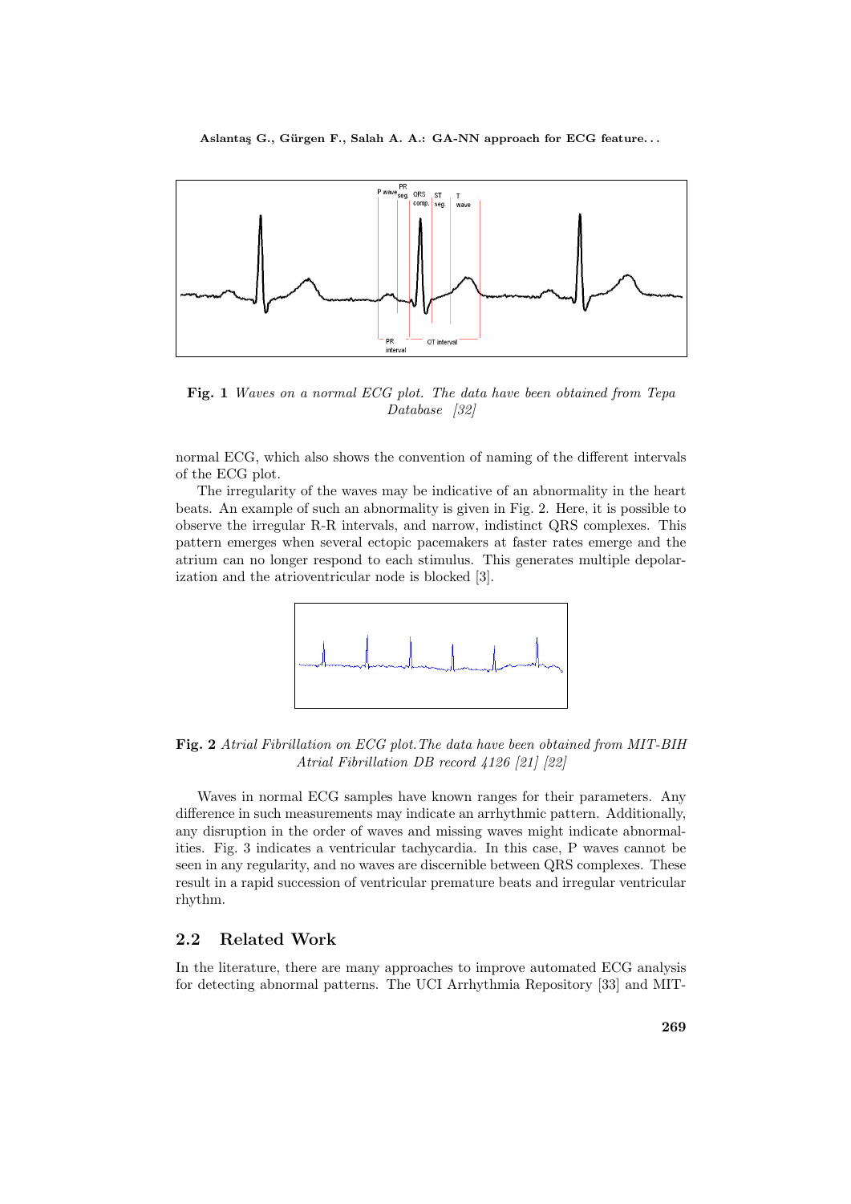**Fig. 1** *Waves on a normal ECG plot. The data have been obtained from Tepa Database [32]*

normal ECG, which also shows the convention of naming of the different intervals of the ECG plot.

The irregularity of the waves may be indicative of an abnormality in the heart beats. An example of such an abnormality is given in Fig. 2. Here, it is possible to observe the irregular R-R intervals, and narrow, indistinct QRS complexes. This pattern emerges when several ectopic pacemakers at faster rates emerge and the atrium can no longer respond to each stimulus. This generates multiple depolarization and the atrioventricular node is blocked [3].

**Fig. 2** *Atrial Fibrillation on ECG plot. The data have been obtained from MIT-BIH Atrial Fibrillation DB record 4126 [21] [22]*

Waves in normal ECG samples have known ranges for their parameters. Any difference in such measurements may indicate an arrhythmic pattern. Additionally, any disruption in the order of waves and missing waves might indicate abnormalities. Fig. 3 indicates a ventricular tachycardia. In this case, P waves cannot be seen in any regularity, and no waves are discernible between QRS complexes. These result in a rapid succession of ventricular premature beats and irregular ventricular rhythm.

## 2.2 Related Work

In the literature, there are many approaches to improve automated ECG analysis for detecting abnormal patterns. The UCI Arrhythmia Repository [33] and MIT-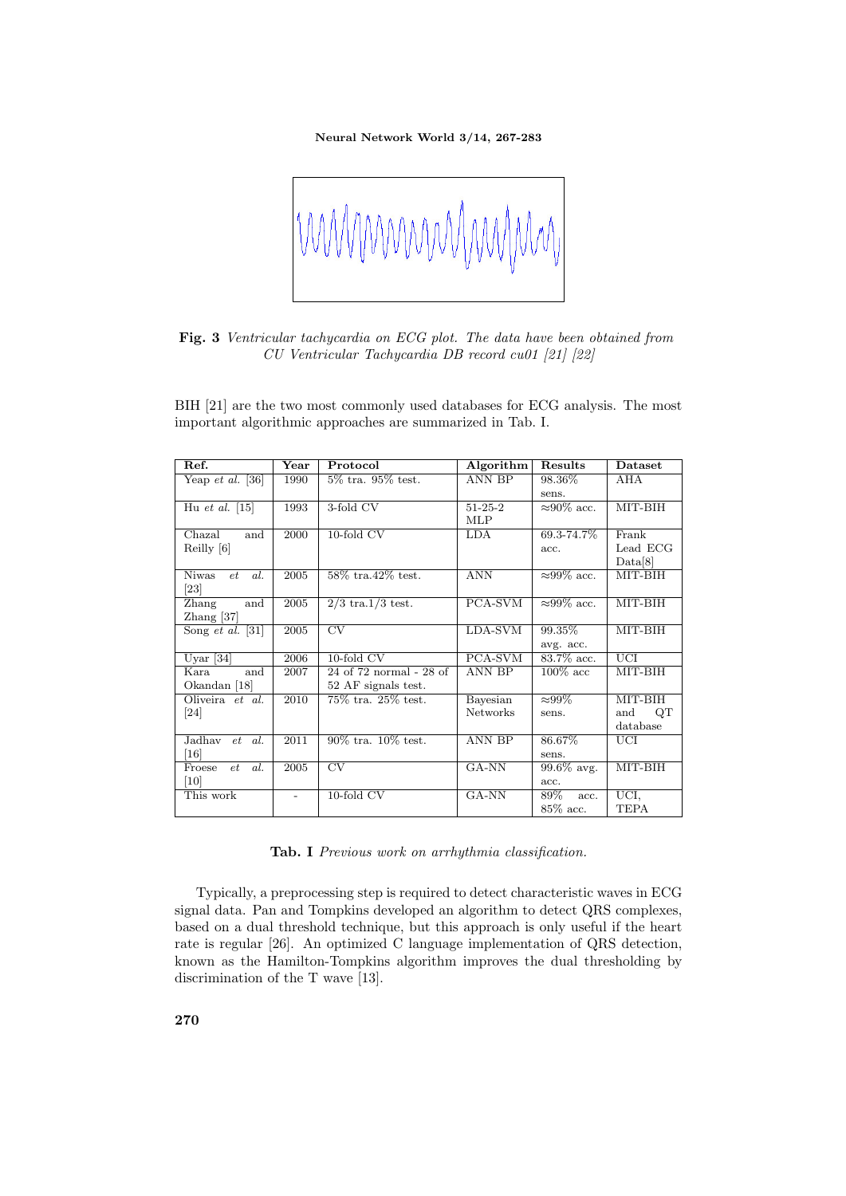**Fig. 3** *Ventricular tachycardia on ECG plot. The data have been obtained from CU Ventricular Tachycardia DB record cu01 [21] [22]*

BIH [21] are the two most commonly used databases for ECG analysis. The most important algorithmic approaches are summarized in Tab. I.

| Ref. | Year | Protocol | Algorithm | Results | Dataset |
|---|---|---|---|---|---|
| Yeap *et al.* [36] | 1990 | 5% tra. 95% test. | ANN BP | 98.36% sens. | AHA |
| Hu *et al.* [15] | 1993 | 3-fold CV | 51-25-2 MLP | ≈90% acc. | MIT-BIH |
| Chazal and Reilly [6] | 2000 | 10-fold CV | LDA | 69.3-74.7% acc. | Frank Lead ECG Data[8] |
| Niwas *et al.* [23] | 2005 | 58% tra.42% test. | ANN | ≈99% acc. | MIT-BIH |
| Zhang and Zhang [37] | 2005 | 2/3 tra.1/3 test. | PCA-SVM | ≈99% acc. | MIT-BIH |
| Song *et al.* [31] | 2005 | CV | LDA-SVM | 99.35% avg. acc. | MIT-BIH |
| Uyar [34] | 2006 | 10-fold CV | PCA-SVM | 83.7% acc. | UCI |
| Kara and Okandan [18] | 2007 | 24 of 72 normal - 28 of 52 AF signals test. | ANN BP | 100% acc | MIT-BIH |
| Oliveira *et al.* [24] | 2010 | 75% tra. 25% test. | Bayesian Networks | ≈99% sens. | MIT-BIH and QT database |
| Jadhav *et al.* [16] | 2011 | 90% tra. 10% test. | ANN BP | 86.67% sens. | UCI |
| Froese *et al.* [10] | 2005 | CV | GA-NN | 99.6% avg. acc. | MIT-BIH |
| This work | - | 10-fold CV | GA-NN | 89% acc. 85% acc. | UCI, TEPA |

**Tab. I** *Previous work on arrhythmia classification.*

Typically, a preprocessing step is required to detect characteristic waves in ECG signal data. Pan and Tompkins developed an algorithm to detect QRS complexes, based on a dual threshold technique, but this approach is only useful if the heart rate is regular [26]. An optimized C language implementation of QRS detection, known as the Hamilton-Tompkins algorithm improves the dual thresholding by discrimination of the T wave [13].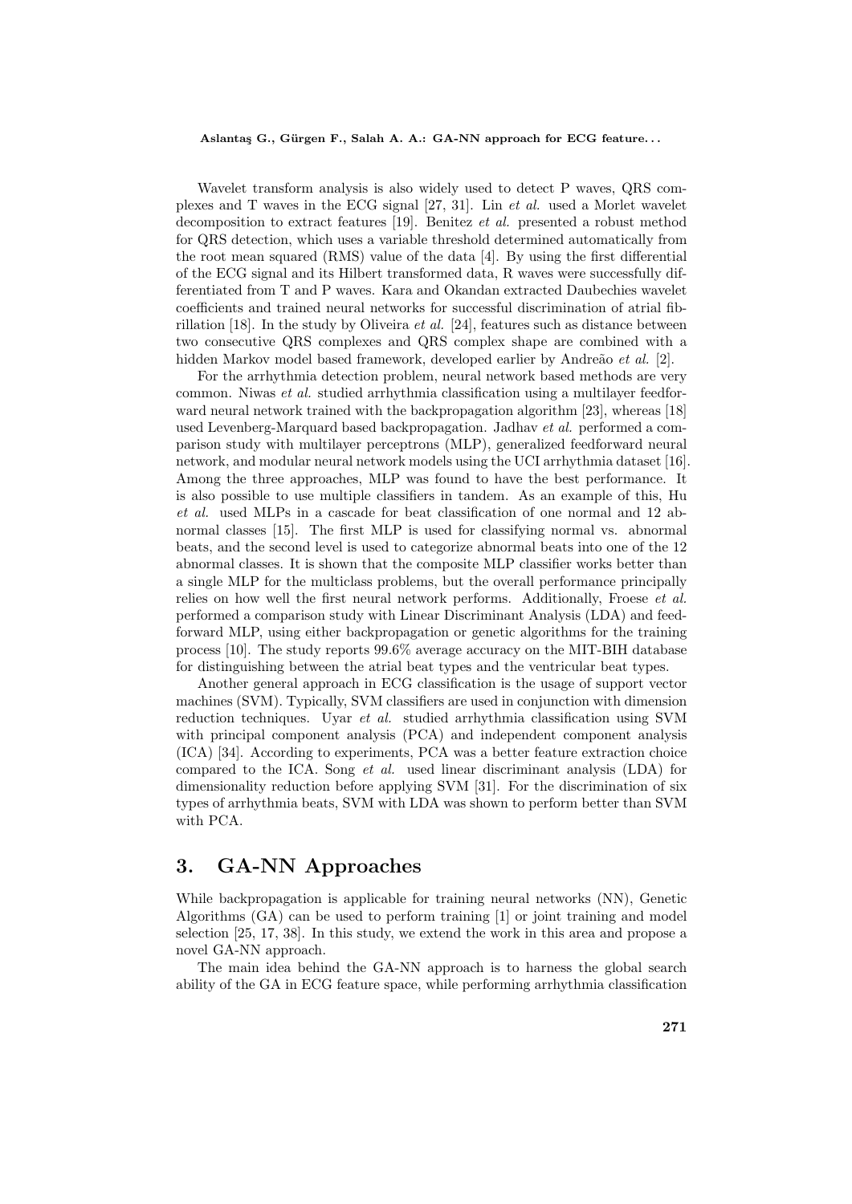Wavelet transform analysis is also widely used to detect P waves, QRS complexes and T waves in the ECG signal [27, 31]. Lin *et al.* used a Morlet wavelet decomposition to extract features [19]. Benitez *et al.* presented a robust method for QRS detection, which uses a variable threshold determined automatically from the root mean squared (RMS) value of the data [4]. By using the first differential of the ECG signal and its Hilbert transformed data, R waves were successfully differentiated from T and P waves. Kara and Okandan extracted Daubechies wavelet coefficients and trained neural networks for successful discrimination of atrial fibrillation [18]. In the study by Oliveira *et al.* [24], features such as distance between two consecutive QRS complexes and QRS complex shape are combined with a hidden Markov model based framework, developed earlier by Andreão *et al.* [2].

For the arrhythmia detection problem, neural network based methods are very common. Niwas *et al.* studied arrhythmia classification using a multilayer feedforward neural network trained with the backpropagation algorithm [23], whereas [18] used Levenberg-Marquard based backpropagation. Jadhav *et al.* performed a comparison study with multilayer perceptrons (MLP), generalized feedforward neural network, and modular neural network models using the UCI arrhythmia dataset [16]. Among the three approaches, MLP was found to have the best performance. It is also possible to use multiple classifiers in tandem. As an example of this, Hu *et al.* used MLPs in a cascade for beat classification of one normal and 12 abnormal classes [15]. The first MLP is used for classifying normal vs. abnormal beats, and the second level is used to categorize abnormal beats into one of the 12 abnormal classes. It is shown that the composite MLP classifier works better than a single MLP for the multiclass problems, but the overall performance principally relies on how well the first neural network performs. Additionally, Froese *et al.* performed a comparison study with Linear Discriminant Analysis (LDA) and feedforward MLP, using either backpropagation or genetic algorithms for the training process [10]. The study reports 99.6% average accuracy on the MIT-BIH database for distinguishing between the atrial beat types and the ventricular beat types.

Another general approach in ECG classification is the usage of support vector machines (SVM). Typically, SVM classifiers are used in conjunction with dimension reduction techniques. Uyar *et al.* studied arrhythmia classification using SVM with principal component analysis (PCA) and independent component analysis (ICA) [34]. According to experiments, PCA was a better feature extraction choice compared to the ICA. Song *et al.* used linear discriminant analysis (LDA) for dimensionality reduction before applying SVM [31]. For the discrimination of six types of arrhythmia beats, SVM with LDA was shown to perform better than SVM with PCA.

## 3. GA-NN Approaches

While backpropagation is applicable for training neural networks (NN), Genetic Algorithms (GA) can be used to perform training [1] or joint training and model selection [25, 17, 38]. In this study, we extend the work in this area and propose a novel GA-NN approach.

The main idea behind the GA-NN approach is to harness the global search ability of the GA in ECG feature space, while performing arrhythmia classification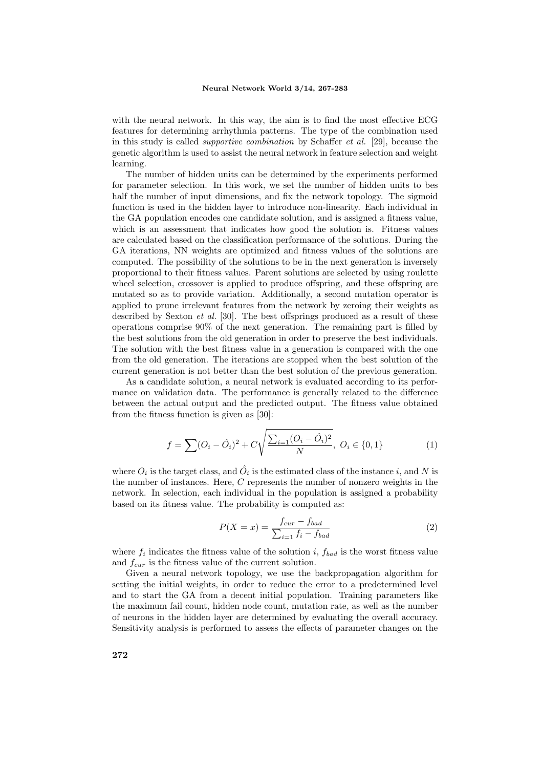with the neural network. In this way, the aim is to find the most effective ECG features for determining arrhythmia patterns. The type of the combination used in this study is called *supportive combination* by Schaffer *et al.* [29], because the genetic algorithm is used to assist the neural network in feature selection and weight learning.

The number of hidden units can be determined by the experiments performed for parameter selection. In this work, we set the number of hidden units to bes half the number of input dimensions, and fix the network topology. The sigmoid function is used in the hidden layer to introduce non-linearity. Each individual in the GA population encodes one candidate solution, and is assigned a fitness value, which is an assessment that indicates how good the solution is. Fitness values are calculated based on the classification performance of the solutions. During the GA iterations, NN weights are optimized and fitness values of the solutions are computed. The possibility of the solutions to be in the next generation is inversely proportional to their fitness values. Parent solutions are selected by using roulette wheel selection, crossover is applied to produce offspring, and these offspring are mutated so as to provide variation. Additionally, a second mutation operator is applied to prune irrelevant features from the network by zeroing their weights as described by Sexton *et al.* [30]. The best offsprings produced as a result of these operations comprise 90% of the next generation. The remaining part is filled by the best solutions from the old generation in order to preserve the best individuals. The solution with the best fitness value in a generation is compared with the one from the old generation. The iterations are stopped when the best solution of the current generation is not better than the best solution of the previous generation.

As a candidate solution, a neural network is evaluated according to its performance on validation data. The performance is generally related to the difference between the actual output and the predicted output. The fitness value obtained from the fitness function is given as [30]:

$$f = \sum (O_i - \hat{O}_i)^2 + C\sqrt{\frac{\sum_{i=1}(O_i - \hat{O}_i)^2}{N}},\ O_i \in \{0,1\} \tag{1}$$

where $O_i$ is the target class, and $\hat{O}_i$ is the estimated class of the instance $i$, and $N$ is the number of instances. Here, $C$ represents the number of nonzero weights in the network. In selection, each individual in the population is assigned a probability based on its fitness value. The probability is computed as:

$$P(X = x) = \frac{f_{cur} - f_{bad}}{\sum_{i=1} f_i - f_{bad}} \tag{2}$$

where $f_i$ indicates the fitness value of the solution $i$, $f_{bad}$ is the worst fitness value and $f_{cur}$ is the fitness value of the current solution.

Given a neural network topology, we use the backpropagation algorithm for setting the initial weights, in order to reduce the error to a predetermined level and to start the GA from a decent initial population. Training parameters like the maximum fail count, hidden node count, mutation rate, as well as the number of neurons in the hidden layer are determined by evaluating the overall accuracy. Sensitivity analysis is performed to assess the effects of parameter changes on the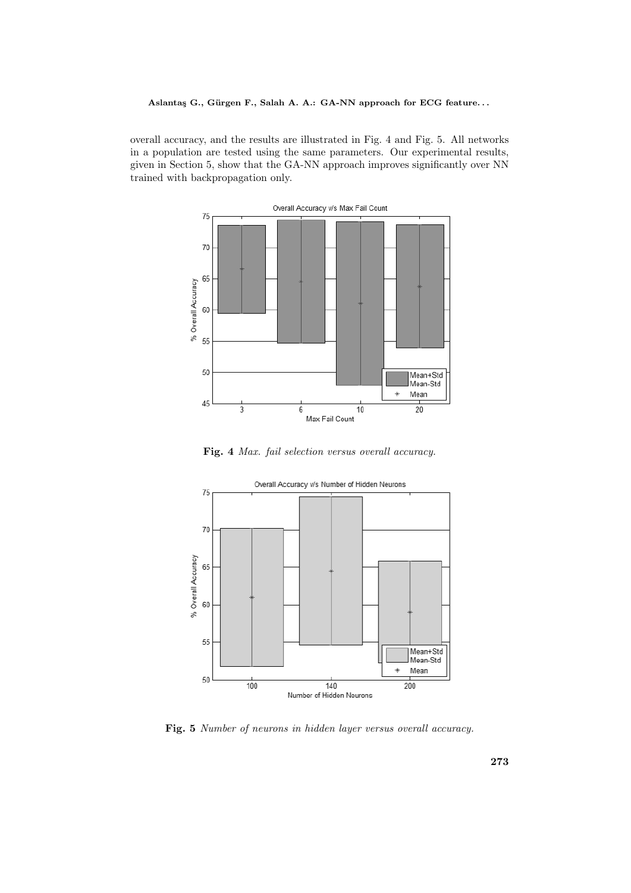overall accuracy, and the results are illustrated in Fig. 4 and Fig. 5. All networks in a population are tested using the same parameters. Our experimental results, given in Section 5, show that the GA-NN approach improves significantly over NN trained with backpropagation only.

**Fig. 4** *Max. fail selection versus overall accuracy.*

**Fig. 5** *Number of neurons in hidden layer versus overall accuracy.*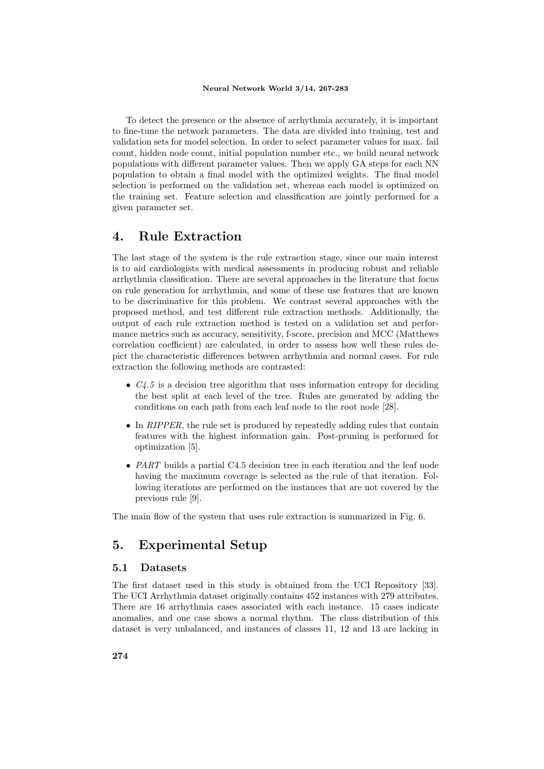To detect the presence or the absence of arrhythmia accurately, it is important to fine-tune the network parameters. The data are divided into training, test and validation sets for model selection. In order to select parameter values for max. fail count, hidden node count, initial population number etc., we build neural network populations with different parameter values. Then we apply GA steps for each NN population to obtain a final model with the optimized weights. The final model selection is performed on the validation set, whereas each model is optimized on the training set. Feature selection and classification are jointly performed for a given parameter set.

## 4. Rule Extraction

The last stage of the system is the rule extraction stage, since our main interest is to aid cardiologists with medical assessments in producing robust and reliable arrhythmia classification. There are several approaches in the literature that focus on rule generation for arrhythmia, and some of these use features that are known to be discriminative for this problem. We contrast several approaches with the proposed method, and test different rule extraction methods. Additionally, the output of each rule extraction method is tested on a validation set and performance metrics such as accuracy, sensitivity, f-score, precision and MCC (Matthews correlation coefficient) are calculated, in order to assess how well these rules depict the characteristic differences between arrhythmia and normal cases. For rule extraction the following methods are contrasted:

- *C4.5* is a decision tree algorithm that uses information entropy for deciding the best split at each level of the tree. Rules are generated by adding the conditions on each path from each leaf node to the root node [28].
- In *RIPPER*, the rule set is produced by repeatedly adding rules that contain features with the highest information gain. Post-pruning is performed for optimization [5].
- *PART* builds a partial C4.5 decision tree in each iteration and the leaf node having the maximum coverage is selected as the rule of that iteration. Following iterations are performed on the instances that are not covered by the previous rule [9].

The main flow of the system that uses rule extraction is summarized in Fig. 6.

## 5. Experimental Setup

### 5.1 Datasets

The first dataset used in this study is obtained from the UCI Repository [33]. The UCI Arrhythmia dataset originally contains 452 instances with 279 attributes. There are 16 arrhythmia cases associated with each instance. 15 cases indicate anomalies, and one case shows a normal rhythm. The class distribution of this dataset is very unbalanced, and instances of classes 11, 12 and 13 are lacking in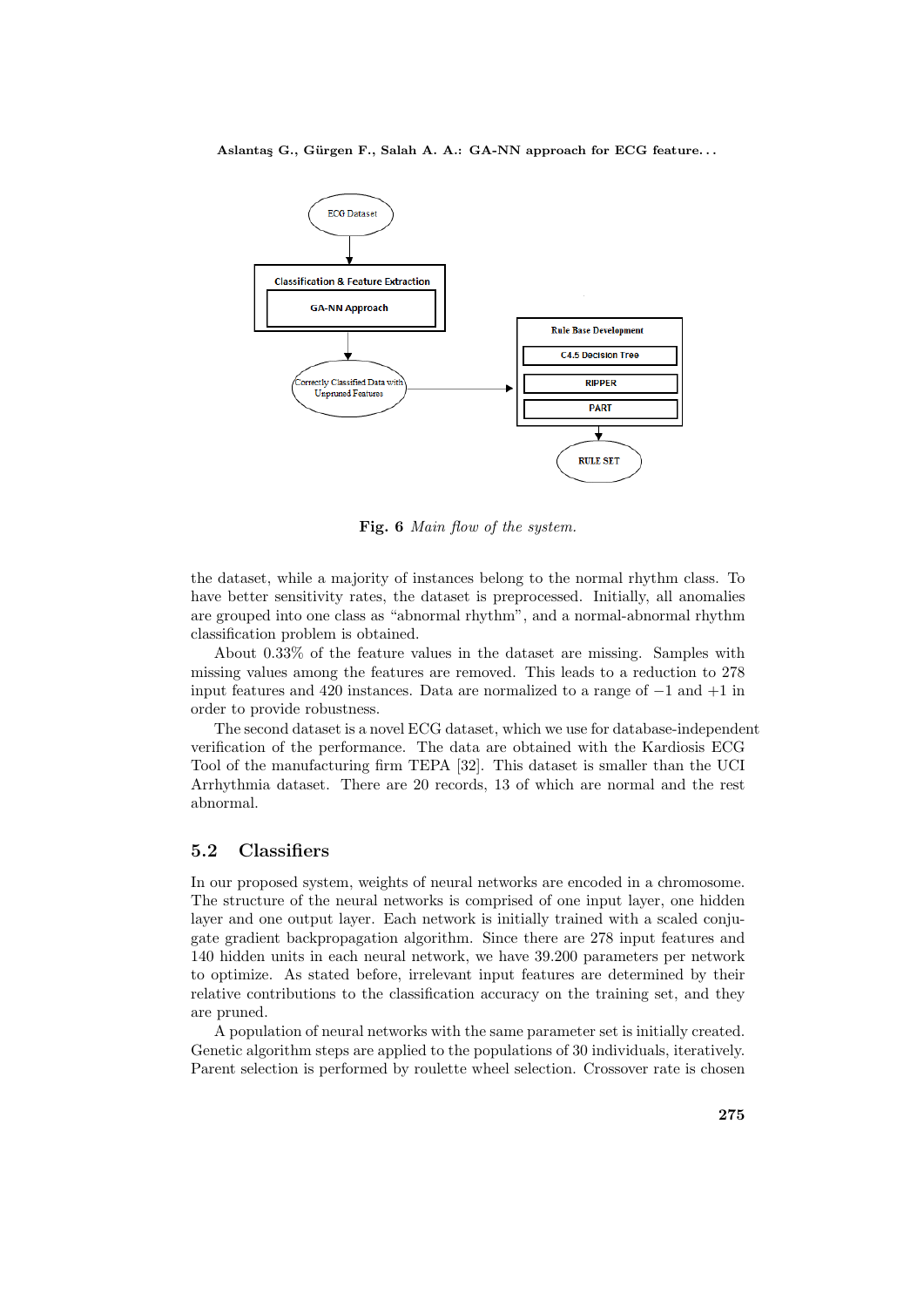Fig. 6 *Main flow of the system.*

the dataset, while a majority of instances belong to the normal rhythm class. To have better sensitivity rates, the dataset is preprocessed. Initially, all anomalies are grouped into one class as "abnormal rhythm", and a normal-abnormal rhythm classification problem is obtained.

About 0.33% of the feature values in the dataset are missing. Samples with missing values among the features are removed. This leads to a reduction to 278 input features and 420 instances. Data are normalized to a range of $-1$ and $+1$ in order to provide robustness.

The second dataset is a novel ECG dataset, which we use for database-independent verification of the performance. The data are obtained with the Kardiosis ECG Tool of the manufacturing firm TEPA [32]. This dataset is smaller than the UCI Arrhythmia dataset. There are 20 records, 13 of which are normal and the rest abnormal.

## 5.2 Classifiers

In our proposed system, weights of neural networks are encoded in a chromosome. The structure of the neural networks is comprised of one input layer, one hidden layer and one output layer. Each network is initially trained with a scaled conjugate gradient backpropagation algorithm. Since there are 278 input features and 140 hidden units in each neural network, we have 39.200 parameters per network to optimize. As stated before, irrelevant input features are determined by their relative contributions to the classification accuracy on the training set, and they are pruned.

A population of neural networks with the same parameter set is initially created. Genetic algorithm steps are applied to the populations of 30 individuals, iteratively. Parent selection is performed by roulette wheel selection. Crossover rate is chosen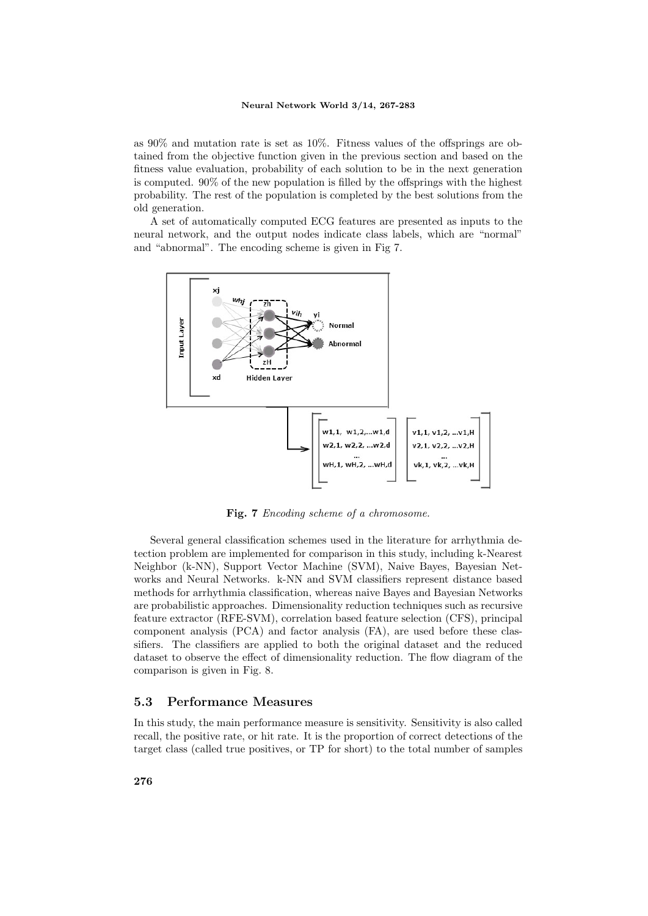as 90% and mutation rate is set as 10%. Fitness values of the offsprings are obtained from the objective function given in the previous section and based on the fitness value evaluation, probability of each solution to be in the next generation is computed. 90% of the new population is filled by the offsprings with the highest probability. The rest of the population is completed by the best solutions from the old generation.

A set of automatically computed ECG features are presented as inputs to the neural network, and the output nodes indicate class labels, which are "normal" and "abnormal". The encoding scheme is given in Fig 7.

**Fig. 7** *Encoding scheme of a chromosome.*

Several general classification schemes used in the literature for arrhythmia detection problem are implemented for comparison in this study, including k-Nearest Neighbor (k-NN), Support Vector Machine (SVM), Naive Bayes, Bayesian Networks and Neural Networks. k-NN and SVM classifiers represent distance based methods for arrhythmia classification, whereas naive Bayes and Bayesian Networks are probabilistic approaches. Dimensionality reduction techniques such as recursive feature extractor (RFE-SVM), correlation based feature selection (CFS), principal component analysis (PCA) and factor analysis (FA), are used before these classifiers. The classifiers are applied to both the original dataset and the reduced dataset to observe the effect of dimensionality reduction. The flow diagram of the comparison is given in Fig. 8.

### 5.3 Performance Measures

In this study, the main performance measure is sensitivity. Sensitivity is also called recall, the positive rate, or hit rate. It is the proportion of correct detections of the target class (called true positives, or TP for short) to the total number of samples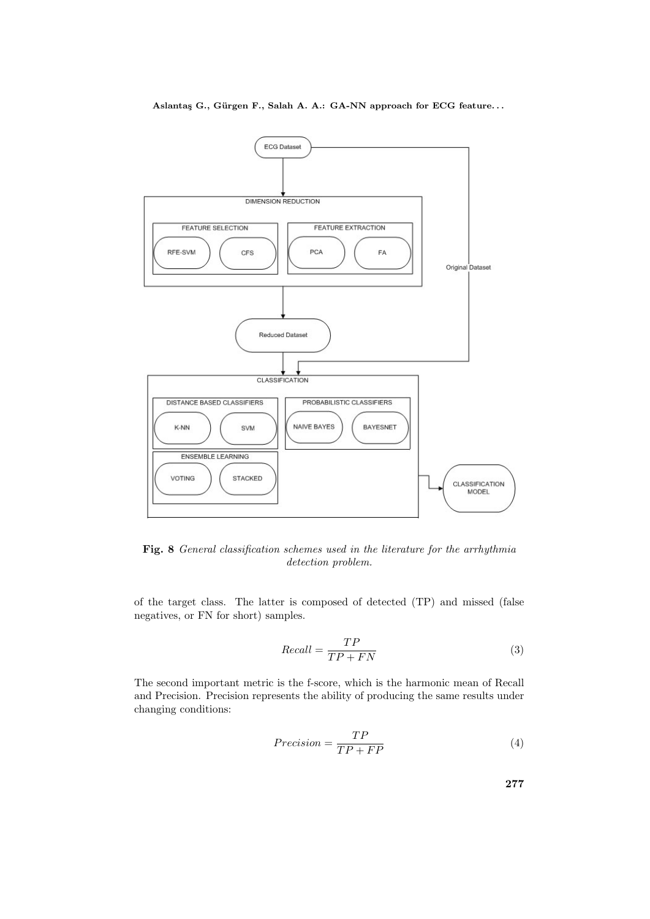**Fig. 8** *General classification schemes used in the literature for the arrhythmia detection problem.*

of the target class. The latter is composed of detected (TP) and missed (false negatives, or FN for short) samples.

$$Recall = \frac{TP}{TP + FN} \tag{3}$$

The second important metric is the f-score, which is the harmonic mean of Recall and Precision. Precision represents the ability of producing the same results under changing conditions:

$$Precision = \frac{TP}{TP + FP} \tag{4}$$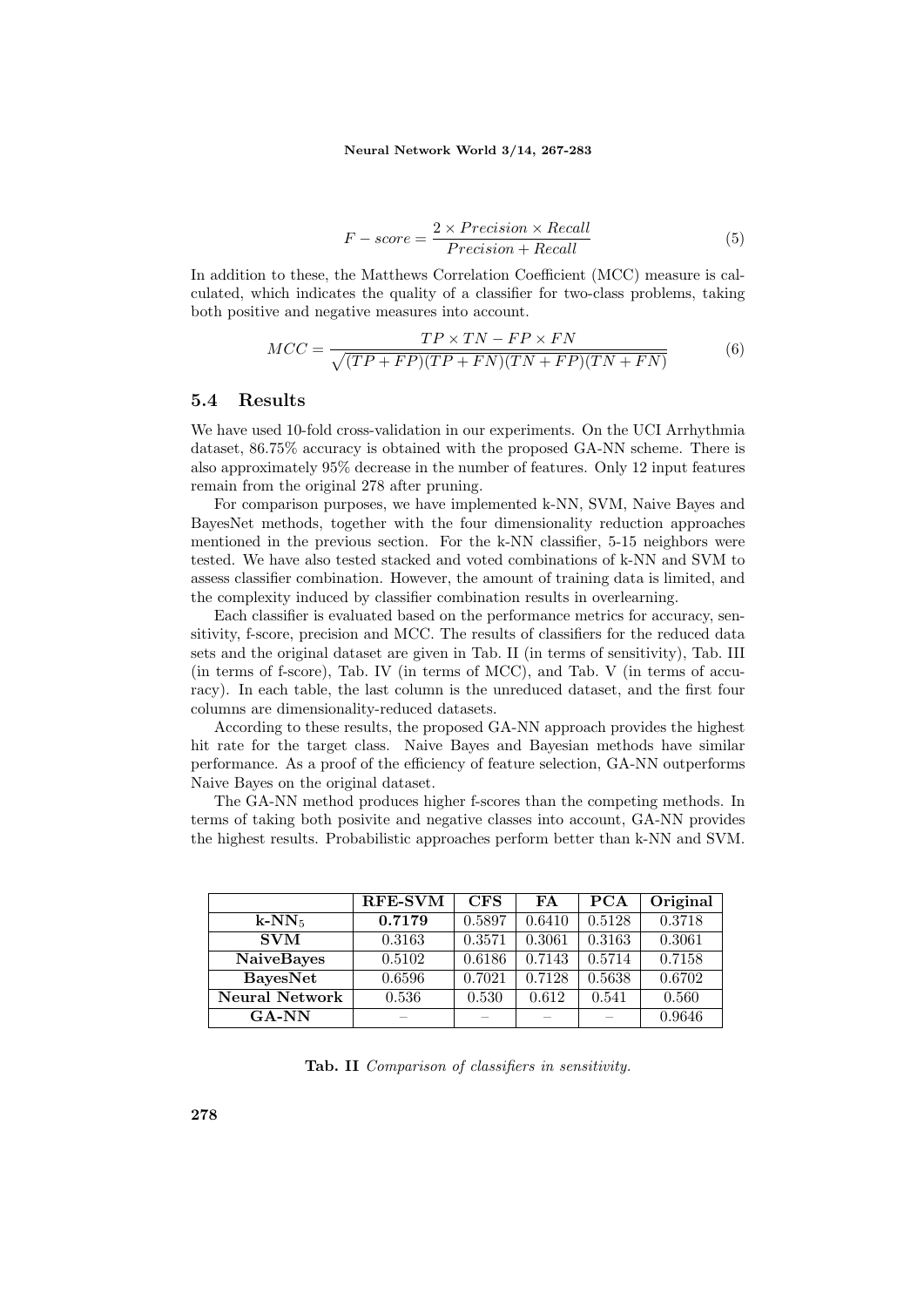$$F - score = \frac{2 \times Precision \times Recall}{Precision + Recall} \tag{5}$$

In addition to these, the Matthews Correlation Coefficient (MCC) measure is calculated, which indicates the quality of a classifier for two-class problems, taking both positive and negative measures into account.

$$MCC = \frac{TP \times TN - FP \times FN}{\sqrt{(TP + FP)(TP + FN)(TN + FP)(TN + FN)}} \tag{6}$$

### 5.4 Results

We have used 10-fold cross-validation in our experiments. On the UCI Arrhythmia dataset, 86.75% accuracy is obtained with the proposed GA-NN scheme. There is also approximately 95% decrease in the number of features. Only 12 input features remain from the original 278 after pruning.

For comparison purposes, we have implemented k-NN, SVM, Naive Bayes and BayesNet methods, together with the four dimensionality reduction approaches mentioned in the previous section. For the k-NN classifier, 5-15 neighbors were tested. We have also tested stacked and voted combinations of k-NN and SVM to assess classifier combination. However, the amount of training data is limited, and the complexity induced by classifier combination results in overlearning.

Each classifier is evaluated based on the performance metrics for accuracy, sensitivity, f-score, precision and MCC. The results of classifiers for the reduced data sets and the original dataset are given in Tab. II (in terms of sensitivity), Tab. III (in terms of f-score), Tab. IV (in terms of MCC), and Tab. V (in terms of accuracy). In each table, the last column is the unreduced dataset, and the first four columns are dimensionality-reduced datasets.

According to these results, the proposed GA-NN approach provides the highest hit rate for the target class. Naive Bayes and Bayesian methods have similar performance. As a proof of the efficiency of feature selection, GA-NN outperforms Naive Bayes on the original dataset.

The GA-NN method produces higher f-scores than the competing methods. In terms of taking both posivite and negative classes into account, GA-NN provides the highest results. Probabilistic approaches perform better than k-NN and SVM.

| | **RFE-SVM** | **CFS** | **FA** | **PCA** | **Original** |
|---|---|---|---|---|---|
| **k-NN$_5$** | **0.7179** | 0.5897 | 0.6410 | 0.5128 | 0.3718 |
| **SVM** | 0.3163 | 0.3571 | 0.3061 | 0.3163 | 0.3061 |
| **NaiveBayes** | 0.5102 | 0.6186 | 0.7143 | 0.5714 | 0.7158 |
| **BayesNet** | 0.6596 | 0.7021 | 0.7128 | 0.5638 | 0.6702 |
| **Neural Network** | 0.536 | 0.530 | 0.612 | 0.541 | 0.560 |
| **GA-NN** | – | – | – | – | 0.9646 |

**Tab. II** *Comparison of classifiers in sensitivity.*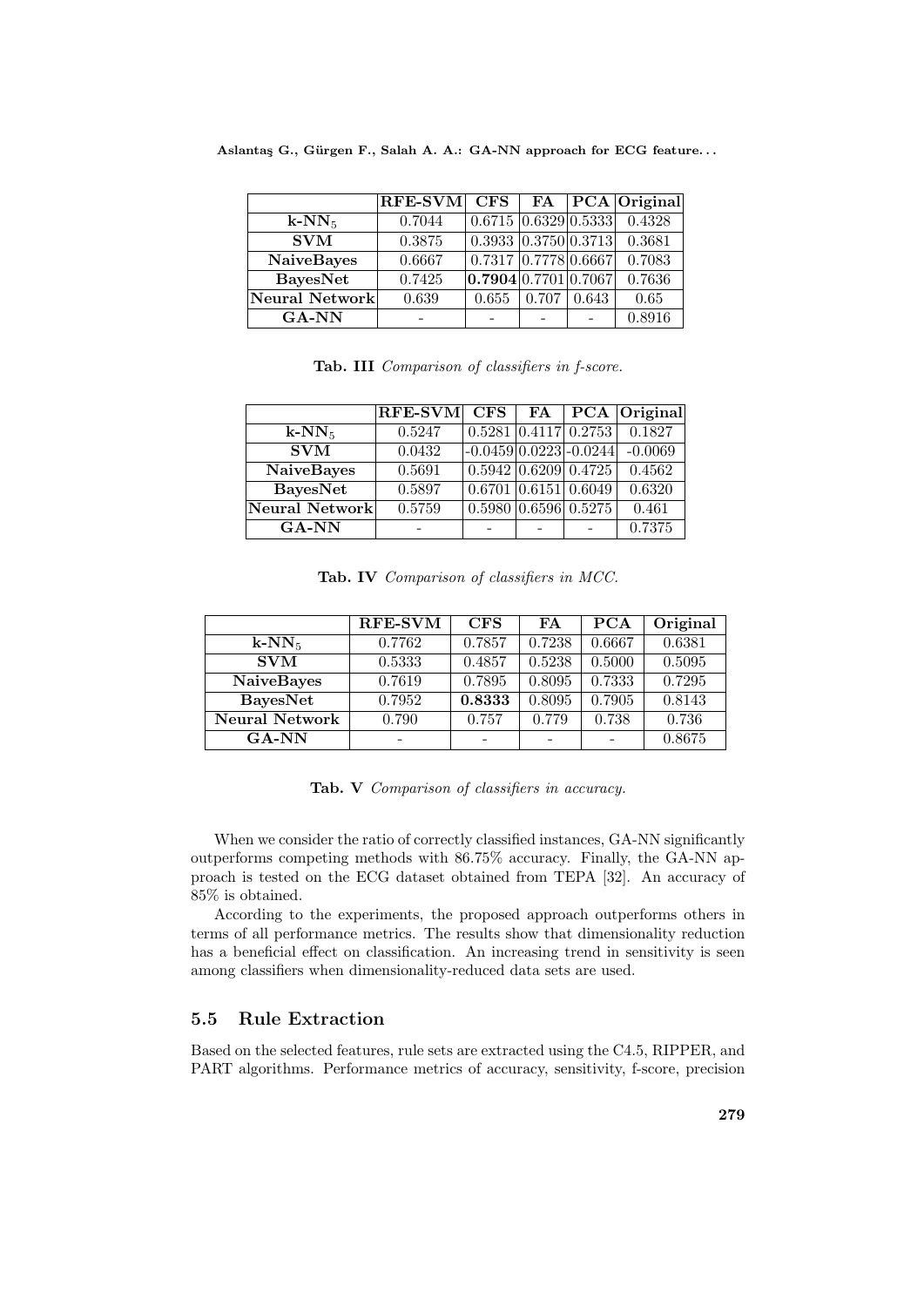|  | RFE-SVM | CFS | FA | PCA | Original |
|---|---|---|---|---|---|
| **k-NN$_5$** | 0.7044 | 0.6715 | 0.6329 | 0.5333 | 0.4328 |
| **SVM** | 0.3875 | 0.3933 | 0.3750 | 0.3713 | 0.3681 |
| **NaiveBayes** | 0.6667 | 0.7317 | 0.7778 | 0.6667 | 0.7083 |
| **BayesNet** | 0.7425 | **0.7904** | 0.7701 | 0.7067 | 0.7636 |
| **Neural Network** | 0.639 | 0.655 | 0.707 | 0.643 | 0.65 |
| **GA-NN** | - | - | - | - | 0.8916 |

**Tab. III** *Comparison of classifiers in f-score.*

|  | RFE-SVM | CFS | FA | PCA | Original |
|---|---|---|---|---|---|
| **k-NN$_5$** | 0.5247 | 0.5281 | 0.4117 | 0.2753 | 0.1827 |
| **SVM** | 0.0432 | -0.0459 | 0.0223 | -0.0244 | -0.0069 |
| **NaiveBayes** | 0.5691 | 0.5942 | 0.6209 | 0.4725 | 0.4562 |
| **BayesNet** | 0.5897 | 0.6701 | 0.6151 | 0.6049 | 0.6320 |
| **Neural Network** | 0.5759 | 0.5980 | 0.6596 | 0.5275 | 0.461 |
| **GA-NN** | - | - | - | - | 0.7375 |

**Tab. IV** *Comparison of classifiers in MCC.*

|  | RFE-SVM | CFS | FA | PCA | Original |
|---|---|---|---|---|---|
| **k-NN$_5$** | 0.7762 | 0.7857 | 0.7238 | 0.6667 | 0.6381 |
| **SVM** | 0.5333 | 0.4857 | 0.5238 | 0.5000 | 0.5095 |
| **NaiveBayes** | 0.7619 | 0.7895 | 0.8095 | 0.7333 | 0.7295 |
| **BayesNet** | 0.7952 | **0.8333** | 0.8095 | 0.7905 | 0.8143 |
| **Neural Network** | 0.790 | 0.757 | 0.779 | 0.738 | 0.736 |
| **GA-NN** | - | - | - | - | 0.8675 |

**Tab. V** *Comparison of classifiers in accuracy.*

When we consider the ratio of correctly classified instances, GA-NN significantly outperforms competing methods with 86.75% accuracy. Finally, the GA-NN approach is tested on the ECG dataset obtained from TEPA [32]. An accuracy of 85% is obtained.

According to the experiments, the proposed approach outperforms others in terms of all performance metrics. The results show that dimensionality reduction has a beneficial effect on classification. An increasing trend in sensitivity is seen among classifiers when dimensionality-reduced data sets are used.

### 5.5 Rule Extraction

Based on the selected features, rule sets are extracted using the C4.5, RIPPER, and PART algorithms. Performance metrics of accuracy, sensitivity, f-score, precision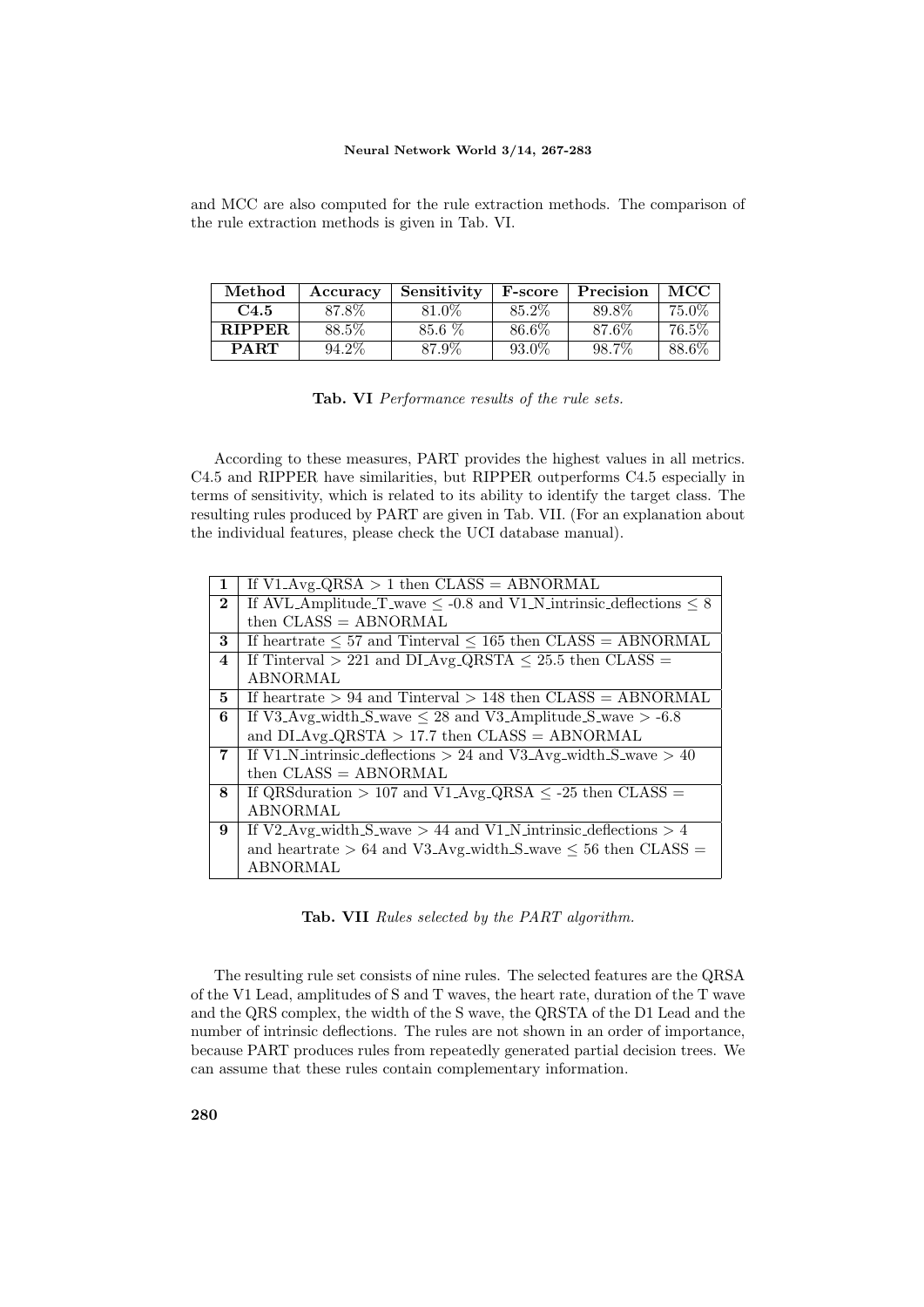and MCC are also computed for the rule extraction methods. The comparison of the rule extraction methods is given in Tab. VI.

| Method | Accuracy | Sensitivity | F-score | Precision | MCC |
|---|---|---|---|---|---|
| **C4.5** | 87.8% | 81.0% | 85.2% | 89.8% | 75.0% |
| **RIPPER** | 88.5% | 85.6 % | 86.6% | 87.6% | 76.5% |
| **PART** | 94.2% | 87.9% | 93.0% | 98.7% | 88.6% |

**Tab. VI** *Performance results of the rule sets.*

According to these measures, PART provides the highest values in all metrics. C4.5 and RIPPER have similarities, but RIPPER outperforms C4.5 especially in terms of sensitivity, which is related to its ability to identify the target class. The resulting rules produced by PART are given in Tab. VII. (For an explanation about the individual features, please check the UCI database manual).

| | |
|---|---|
| **1** | If V1_Avg_QRSA $> 1$ then CLASS = ABNORMAL |
| **2** | If AVL_Amplitude_T_wave $\leq$ -0.8 and V1_N_intrinsic_deflections $\leq 8$ then CLASS = ABNORMAL |
| **3** | If heartrate $\leq 57$ and Tinterval $\leq 165$ then CLASS = ABNORMAL |
| **4** | If Tinterval $> 221$ and DI_Avg_QRSTA $\leq 25.5$ then CLASS = ABNORMAL |
| **5** | If heartrate $> 94$ and Tinterval $> 148$ then CLASS = ABNORMAL |
| **6** | If V3_Avg_width_S_wave $\leq 28$ and V3_Amplitude_S_wave $>$ -6.8 and DI_Avg_QRSTA $> 17.7$ then CLASS = ABNORMAL |
| **7** | If V1_N_intrinsic_deflections $> 24$ and V3_Avg_width_S_wave $> 40$ then CLASS = ABNORMAL |
| **8** | If QRSduration $> 107$ and V1_Avg_QRSA $\leq$ -25 then CLASS = ABNORMAL |
| **9** | If V2_Avg_width_S_wave $> 44$ and V1_N_intrinsic_deflections $> 4$ and heartrate $> 64$ and V3_Avg_width_S_wave $\leq 56$ then CLASS = ABNORMAL |

**Tab. VII** *Rules selected by the PART algorithm.*

The resulting rule set consists of nine rules. The selected features are the QRSA of the V1 Lead, amplitudes of S and T waves, the heart rate, duration of the T wave and the QRS complex, the width of the S wave, the QRSTA of the D1 Lead and the number of intrinsic deflections. The rules are not shown in an order of importance, because PART produces rules from repeatedly generated partial decision trees. We can assume that these rules contain complementary information.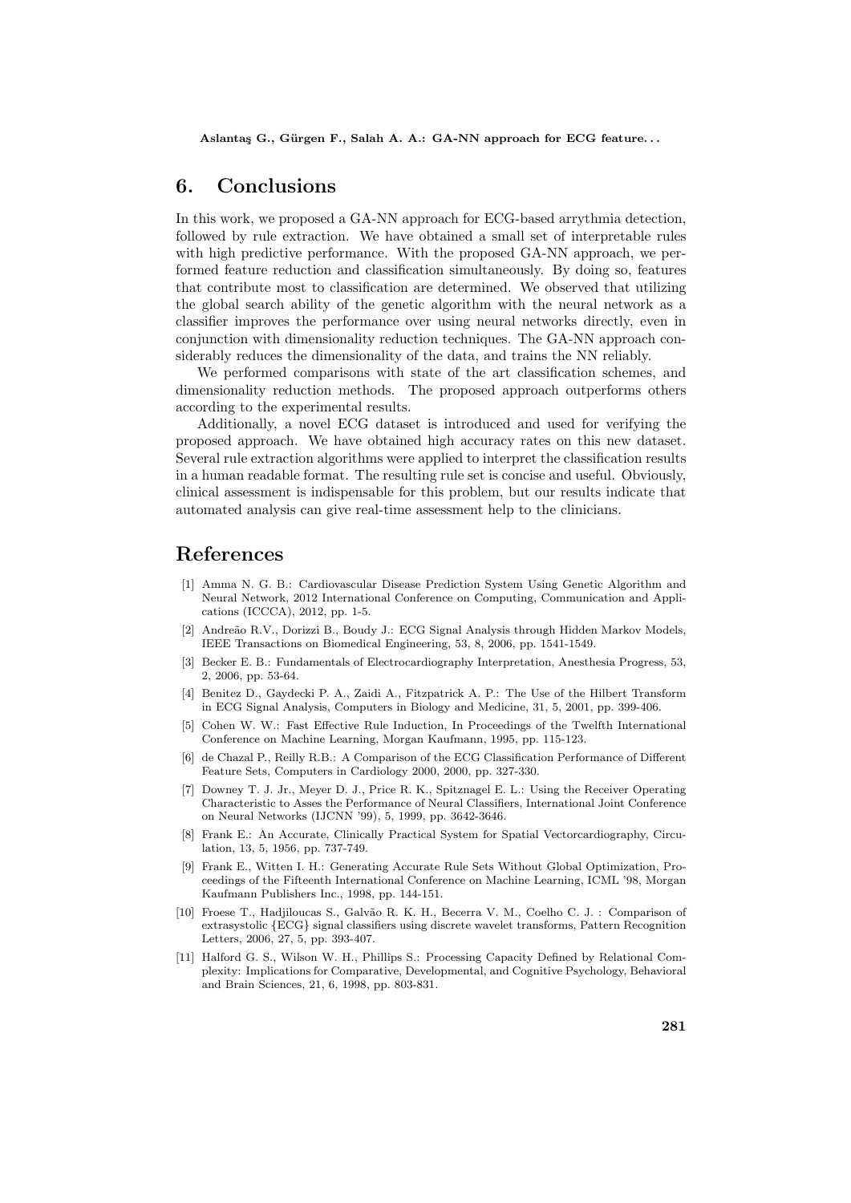## 6. Conclusions

In this work, we proposed a GA-NN approach for ECG-based arrythmia detection, followed by rule extraction. We have obtained a small set of interpretable rules with high predictive performance. With the proposed GA-NN approach, we performed feature reduction and classification simultaneously. By doing so, features that contribute most to classification are determined. We observed that utilizing the global search ability of the genetic algorithm with the neural network as a classifier improves the performance over using neural networks directly, even in conjunction with dimensionality reduction techniques. The GA-NN approach considerably reduces the dimensionality of the data, and trains the NN reliably.

We performed comparisons with state of the art classification schemes, and dimensionality reduction methods. The proposed approach outperforms others according to the experimental results.

Additionally, a novel ECG dataset is introduced and used for verifying the proposed approach. We have obtained high accuracy rates on this new dataset. Several rule extraction algorithms were applied to interpret the classification results in a human readable format. The resulting rule set is concise and useful. Obviously, clinical assessment is indispensable for this problem, but our results indicate that automated analysis can give real-time assessment help to the clinicians.

## References

[1] Amma N. G. B.: Cardiovascular Disease Prediction System Using Genetic Algorithm and Neural Network, 2012 International Conference on Computing, Communication and Applications (ICCCA), 2012, pp. 1-5.

[2] Andreão R.V., Dorizzi B., Boudy J.: ECG Signal Analysis through Hidden Markov Models, IEEE Transactions on Biomedical Engineering, 53, 8, 2006, pp. 1541-1549.

[3] Becker E. B.: Fundamentals of Electrocardiography Interpretation, Anesthesia Progress, 53, 2, 2006, pp. 53-64.

[4] Benitez D., Gaydecki P. A., Zaidi A., Fitzpatrick A. P.: The Use of the Hilbert Transform in ECG Signal Analysis, Computers in Biology and Medicine, 31, 5, 2001, pp. 399-406.

[5] Cohen W. W.: Fast Effective Rule Induction, In Proceedings of the Twelfth International Conference on Machine Learning, Morgan Kaufmann, 1995, pp. 115-123.

[6] de Chazal P., Reilly R.B.: A Comparison of the ECG Classification Performance of Different Feature Sets, Computers in Cardiology 2000, 2000, pp. 327-330.

[7] Downey T. J. Jr., Meyer D. J., Price R. K., Spitznagel E. L.: Using the Receiver Operating Characteristic to Asses the Performance of Neural Classifiers, International Joint Conference on Neural Networks (IJCNN '99), 5, 1999, pp. 3642-3646.

[8] Frank E.: An Accurate, Clinically Practical System for Spatial Vectorcardiography, Circulation, 13, 5, 1956, pp. 737-749.

[9] Frank E., Witten I. H.: Generating Accurate Rule Sets Without Global Optimization, Proceedings of the Fifteenth International Conference on Machine Learning, ICML '98, Morgan Kaufmann Publishers Inc., 1998, pp. 144-151.

[10] Froese T., Hadjiloucas S., Galvão R. K. H., Becerra V. M., Coelho C. J. : Comparison of extrasystolic {ECG} signal classifiers using discrete wavelet transforms, Pattern Recognition Letters, 2006, 27, 5, pp. 393-407.

[11] Halford G. S., Wilson W. H., Phillips S.: Processing Capacity Defined by Relational Complexity: Implications for Comparative, Developmental, and Cognitive Psychology, Behavioral and Brain Sciences, 21, 6, 1998, pp. 803-831.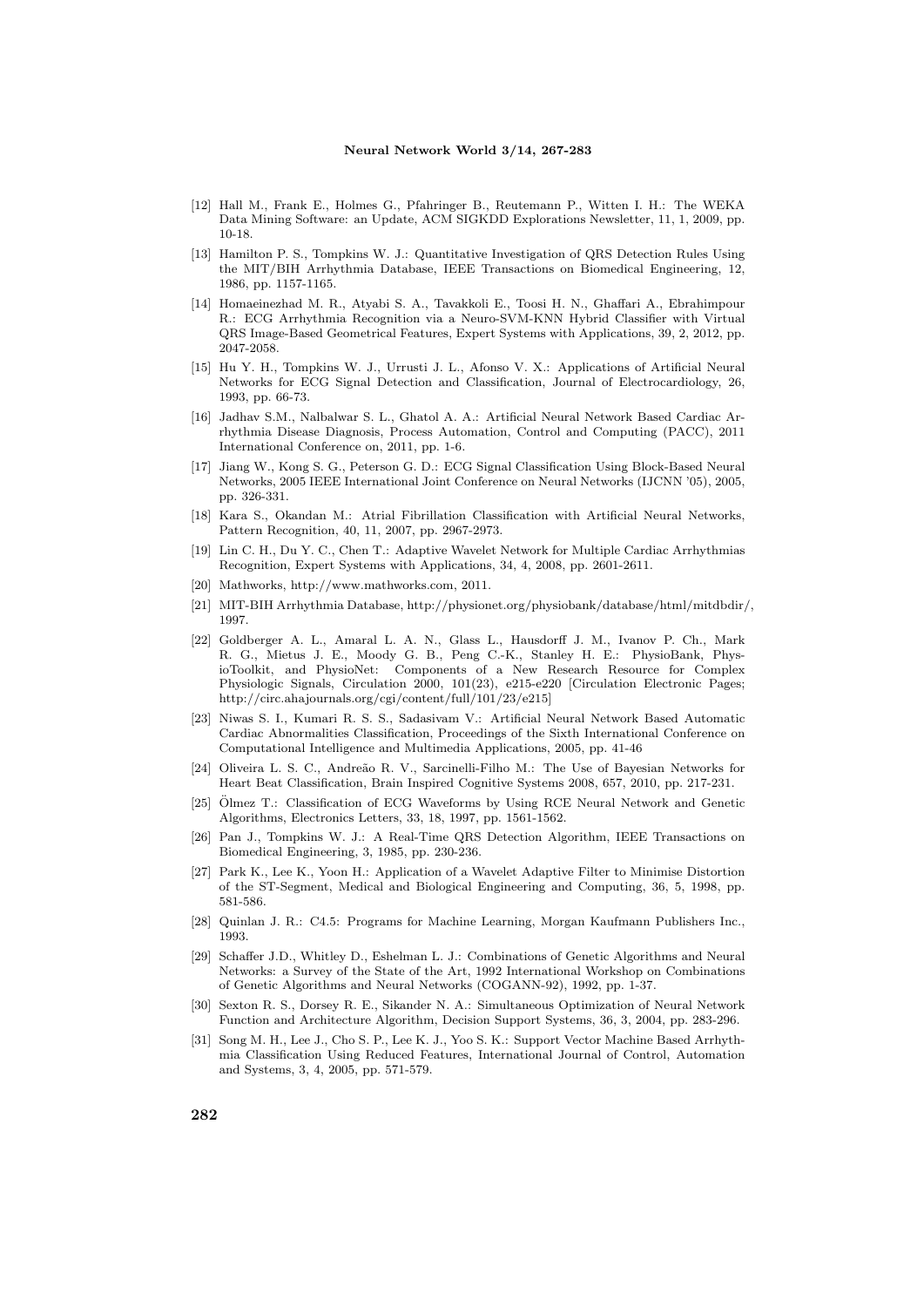[12] Hall M., Frank E., Holmes G., Pfahringer B., Reutemann P., Witten I. H.: The WEKA Data Mining Software: an Update, ACM SIGKDD Explorations Newsletter, 11, 1, 2009, pp. 10-18.

[13] Hamilton P. S., Tompkins W. J.: Quantitative Investigation of QRS Detection Rules Using the MIT/BIH Arrhythmia Database, IEEE Transactions on Biomedical Engineering, 12, 1986, pp. 1157-1165.

[14] Homaeinezhad M. R., Atyabi S. A., Tavakkoli E., Toosi H. N., Ghaffari A., Ebrahimpour R.: ECG Arrhythmia Recognition via a Neuro-SVM-KNN Hybrid Classifier with Virtual QRS Image-Based Geometrical Features, Expert Systems with Applications, 39, 2, 2012, pp. 2047-2058.

[15] Hu Y. H., Tompkins W. J., Urrusti J. L., Afonso V. X.: Applications of Artificial Neural Networks for ECG Signal Detection and Classification, Journal of Electrocardiology, 26, 1993, pp. 66-73.

[16] Jadhav S.M., Nalbalwar S. L., Ghatol A. A.: Artificial Neural Network Based Cardiac Arrhythmia Disease Diagnosis, Process Automation, Control and Computing (PACC), 2011 International Conference on, 2011, pp. 1-6.

[17] Jiang W., Kong S. G., Peterson G. D.: ECG Signal Classification Using Block-Based Neural Networks, 2005 IEEE International Joint Conference on Neural Networks (IJCNN '05), 2005, pp. 326-331.

[18] Kara S., Okandan M.: Atrial Fibrillation Classification with Artificial Neural Networks, Pattern Recognition, 40, 11, 2007, pp. 2967-2973.

[19] Lin C. H., Du Y. C., Chen T.: Adaptive Wavelet Network for Multiple Cardiac Arrhythmias Recognition, Expert Systems with Applications, 34, 4, 2008, pp. 2601-2611.

[20] Mathworks, http://www.mathworks.com, 2011.

[21] MIT-BIH Arrhythmia Database, http://physionet.org/physiobank/database/html/mitdbdir/, 1997.

[22] Goldberger A. L., Amaral L. A. N., Glass L., Hausdorff J. M., Ivanov P. Ch., Mark R. G., Mietus J. E., Moody G. B., Peng C.-K., Stanley H. E.: PhysioBank, PhysioToolkit, and PhysioNet: Components of a New Research Resource for Complex Physiologic Signals, Circulation 2000, 101(23), e215-e220 [Circulation Electronic Pages; http://circ.ahajournals.org/cgi/content/full/101/23/e215]

[23] Niwas S. I., Kumari R. S. S., Sadasivam V.: Artificial Neural Network Based Automatic Cardiac Abnormalities Classification, Proceedings of the Sixth International Conference on Computational Intelligence and Multimedia Applications, 2005, pp. 41-46

[24] Oliveira L. S. C., Andreão R. V., Sarcinelli-Filho M.: The Use of Bayesian Networks for Heart Beat Classification, Brain Inspired Cognitive Systems 2008, 657, 2010, pp. 217-231.

[25] Ölmez T.: Classification of ECG Waveforms by Using RCE Neural Network and Genetic Algorithms, Electronics Letters, 33, 18, 1997, pp. 1561-1562.

[26] Pan J., Tompkins W. J.: A Real-Time QRS Detection Algorithm, IEEE Transactions on Biomedical Engineering, 3, 1985, pp. 230-236.

[27] Park K., Lee K., Yoon H.: Application of a Wavelet Adaptive Filter to Minimise Distortion of the ST-Segment, Medical and Biological Engineering and Computing, 36, 5, 1998, pp. 581-586.

[28] Quinlan J. R.: C4.5: Programs for Machine Learning, Morgan Kaufmann Publishers Inc., 1993.

[29] Schaffer J.D., Whitley D., Eshelman L. J.: Combinations of Genetic Algorithms and Neural Networks: a Survey of the State of the Art, 1992 International Workshop on Combinations of Genetic Algorithms and Neural Networks (COGANN-92), 1992, pp. 1-37.

[30] Sexton R. S., Dorsey R. E., Sikander N. A.: Simultaneous Optimization of Neural Network Function and Architecture Algorithm, Decision Support Systems, 36, 3, 2004, pp. 283-296.

[31] Song M. H., Lee J., Cho S. P., Lee K. J., Yoo S. K.: Support Vector Machine Based Arrhythmia Classification Using Reduced Features, International Journal of Control, Automation and Systems, 3, 4, 2005, pp. 571-579.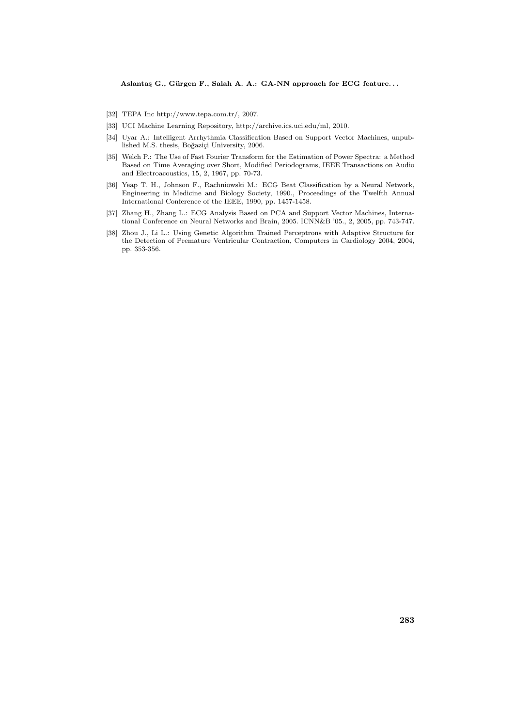[32] TEPA Inc http://www.tepa.com.tr/, 2007.

[33] UCI Machine Learning Repository, http://archive.ics.uci.edu/ml, 2010.

[34] Uyar A.: Intelligent Arrhythmia Classification Based on Support Vector Machines, unpublished M.S. thesis, Boğaziçi University, 2006.

[35] Welch P.: The Use of Fast Fourier Transform for the Estimation of Power Spectra: a Method Based on Time Averaging over Short, Modified Periodograms, IEEE Transactions on Audio and Electroacoustics, 15, 2, 1967, pp. 70-73.

[36] Yeap T. H., Johnson F., Rachniowski M.: ECG Beat Classification by a Neural Network, Engineering in Medicine and Biology Society, 1990., Proceedings of the Twelfth Annual International Conference of the IEEE, 1990, pp. 1457-1458.

[37] Zhang H., Zhang L.: ECG Analysis Based on PCA and Support Vector Machines, International Conference on Neural Networks and Brain, 2005. ICNN&B '05., 2, 2005, pp. 743-747.

[38] Zhou J., Li L.: Using Genetic Algorithm Trained Perceptrons with Adaptive Structure for the Detection of Premature Ventricular Contraction, Computers in Cardiology 2004, 2004, pp. 353-356.